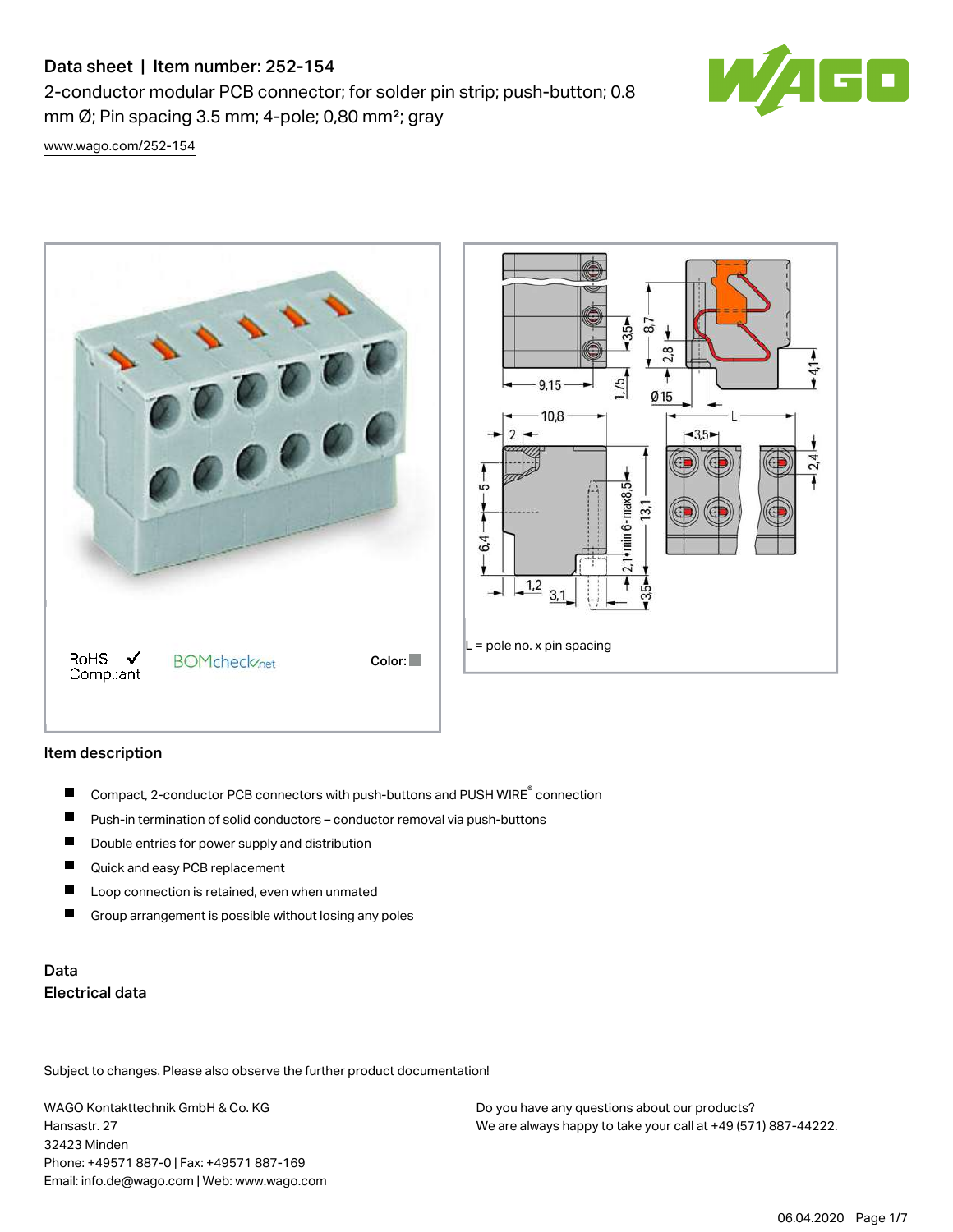# Data sheet | Item number: 252-154

2-conductor modular PCB connector; for solder pin strip; push-button; 0.8 mm Ø; Pin spacing 3.5 mm; 4-pole; 0,80 mm²; gray

www.wago.com/252-154

RoHS Compliant ✓ BOMcheck.net Color:

L = pole no. x pin spacing

## Item description

- Compact, 2-conductor PCB connectors with push-buttons and PUSH WIRE® connection
- Push-in termination of solid conductors – conductor removal via push-buttons
- Double entries for power supply and distribution
- Quick and easy PCB replacement
- Loop connection is retained, even when unmated
- Group arrangement is possible without losing any poles

## Data

### Electrical data

Subject to changes. Please also observe the further product documentation!

WAGO Kontakttechnik GmbH & Co. KG
Hansastr. 27
32423 Minden
Phone: +49571 887-0 | Fax: +49571 887-169
Email: info.de@wago.com | Web: www.wago.com

Do you have any questions about our products?
We are always happy to take your call at +49 (571) 887-44222.

06.04.2020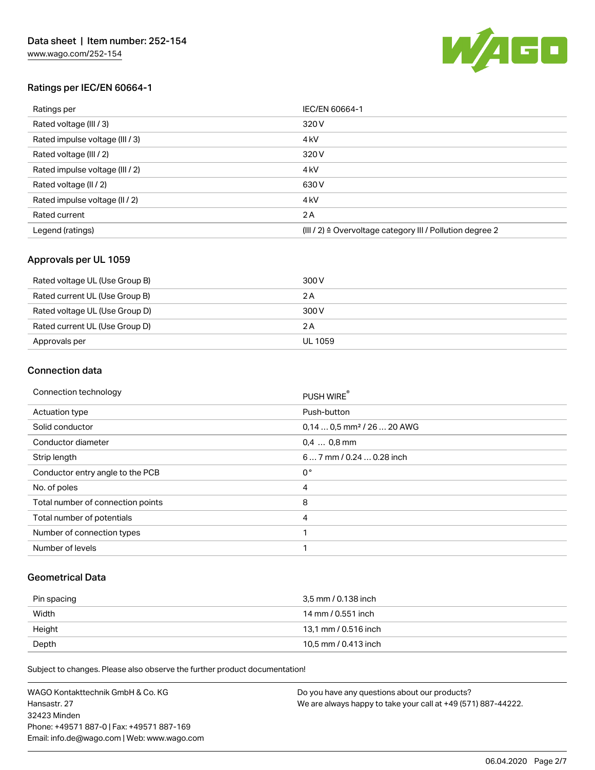## Ratings per IEC/EN 60664-1

| | |
|---|---|
| Ratings per | IEC/EN 60664-1 |
| Rated voltage (III / 3) | 320 V |
| Rated impulse voltage (III / 3) | 4 kV |
| Rated voltage (III / 2) | 320 V |
| Rated impulse voltage (III / 2) | 4 kV |
| Rated voltage (II / 2) | 630 V |
| Rated impulse voltage (II / 2) | 4 kV |
| Rated current | 2 A |
| Legend (ratings) | (III / 2) ≙ Overvoltage category III / Pollution degree 2 |

## Approvals per UL 1059

| | |
|---|---|
| Rated voltage UL (Use Group B) | 300 V |
| Rated current UL (Use Group B) | 2 A |
| Rated voltage UL (Use Group D) | 300 V |
| Rated current UL (Use Group D) | 2 A |
| Approvals per | UL 1059 |

## Connection data

| | |
|---|---|
| Connection technology | PUSH WIRE® |
| Actuation type | Push-button |
| Solid conductor | 0,14 … 0,5 mm² / 26 … 20 AWG |
| Conductor diameter | 0,4 … 0,8 mm |
| Strip length | 6 … 7 mm / 0.24 … 0.28 inch |
| Conductor entry angle to the PCB | 0 ° |
| No. of poles | 4 |
| Total number of connection points | 8 |
| Total number of potentials | 4 |
| Number of connection types | 1 |
| Number of levels | 1 |

## Geometrical Data

| | |
|---|---|
| Pin spacing | 3,5 mm / 0.138 inch |
| Width | 14 mm / 0.551 inch |
| Height | 13,1 mm / 0.516 inch |
| Depth | 10,5 mm / 0.413 inch |

Subject to changes. Please also observe the further product documentation!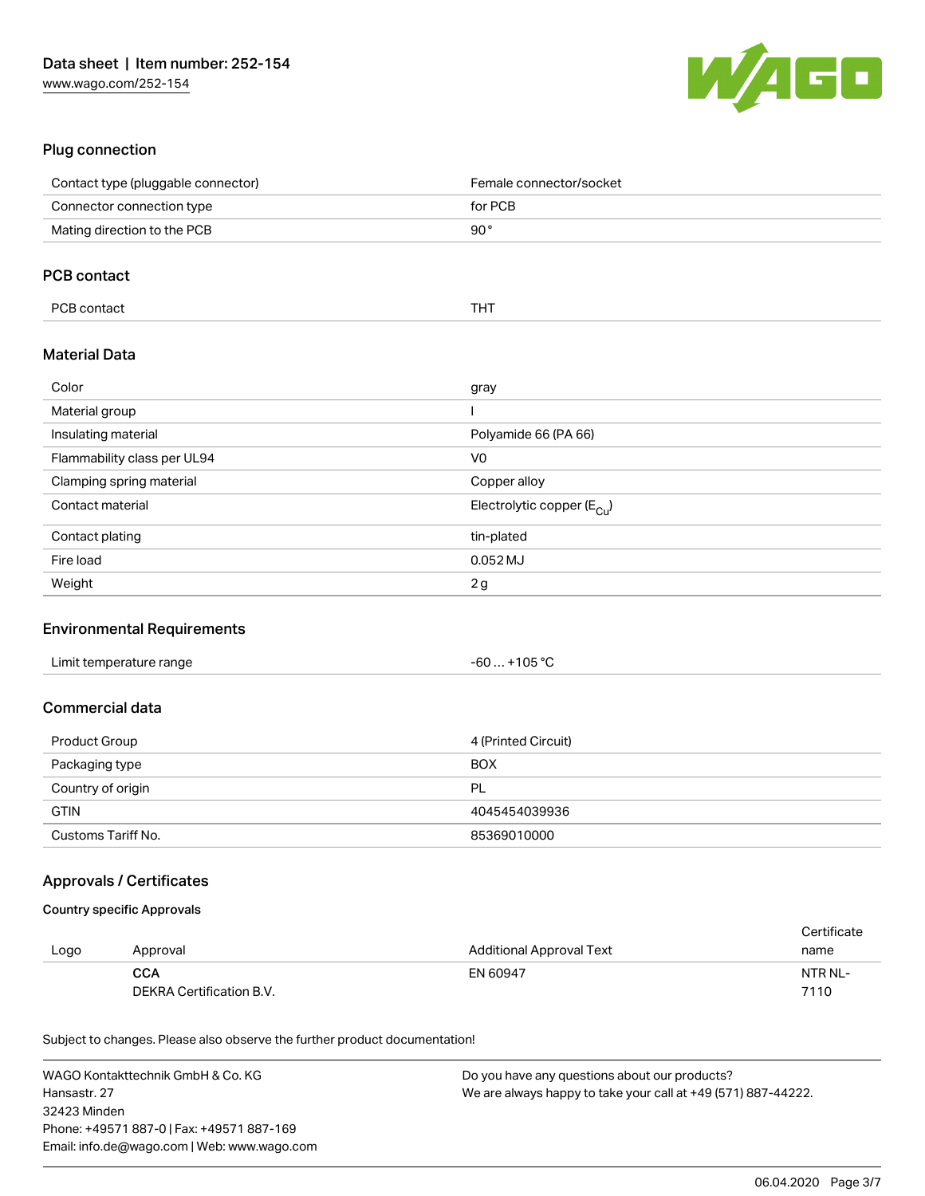### Plug connection

| | |
|---|---|
| Contact type (pluggable connector) | Female connector/socket |
| Connector connection type | for PCB |
| Mating direction to the PCB | 90 ° |

### PCB contact

| | |
|---|---|
| PCB contact | THT |

### Material Data

| | |
|---|---|
| Color | gray |
| Material group | I |
| Insulating material | Polyamide 66 (PA 66) |
| Flammability class per UL94 | V0 |
| Clamping spring material | Copper alloy |
| Contact material | Electrolytic copper ($E_{Cu}$) |
| Contact plating | tin-plated |
| Fire load | 0.052 MJ |
| Weight | 2 g |

### Environmental Requirements

| | |
|---|---|
| Limit temperature range | -60 … +105 °C |

### Commercial data

| | |
|---|---|
| Product Group | 4 (Printed Circuit) |
| Packaging type | BOX |
| Country of origin | PL |
| GTIN | 4045454039936 |
| Customs Tariff No. | 85369010000 |

### Approvals / Certificates

#### Country specific Approvals

| Logo | Approval | Additional Approval Text | Certificate name |
|---|---|---|---|
| | **CCA** DEKRA Certification B.V. | EN 60947 | NTR NL-7110 |

Subject to changes. Please also observe the further product documentation!

WAGO Kontakttechnik GmbH & Co. KG
Hansastr. 27
32423 Minden
Phone: +49571 887-0 | Fax: +49571 887-169
Email: info.de@wago.com | Web: www.wago.com

Do you have any questions about our products?
We are always happy to take your call at +49 (571) 887-44222.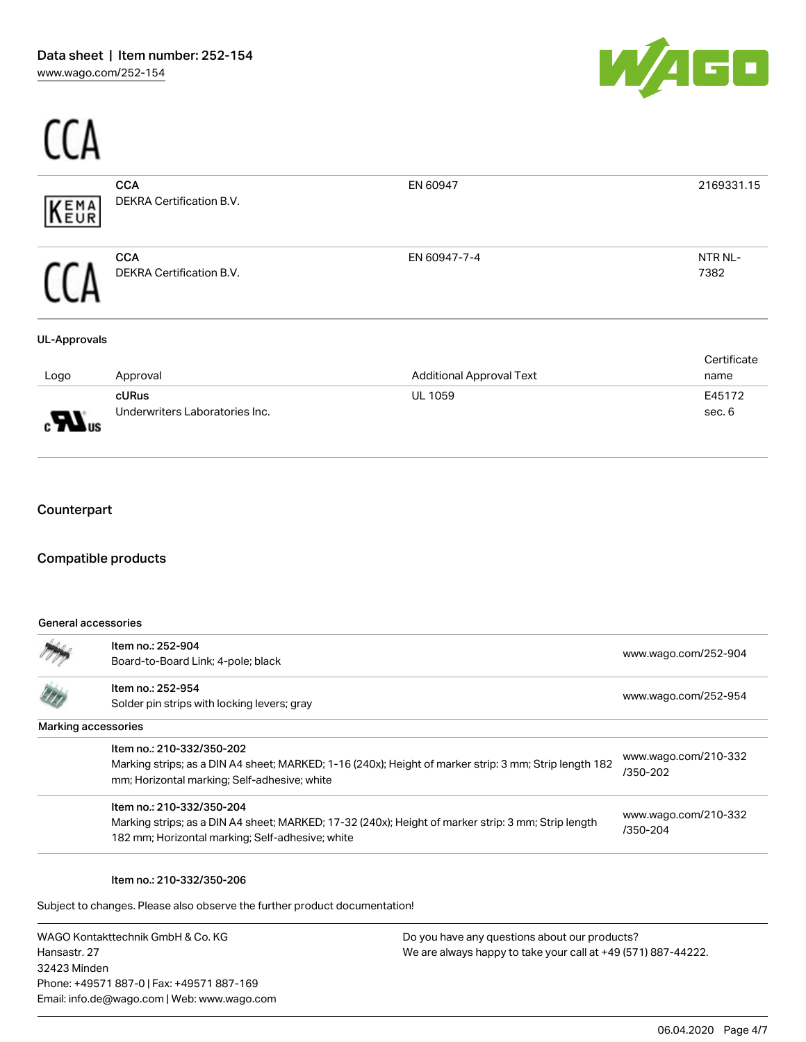| | Approval | Additional Approval Text | Certificate name |
|---|---|---|---|
| | **CCA**<br>DEKRA Certification B.V. | EN 60947 | 2169331.15 |
| | **CCA**<br>DEKRA Certification B.V. | EN 60947-7-4 | NTR NL-7382 |

**UL-Approvals**

| Logo | Approval | Additional Approval Text | Certificate name |
|---|---|---|---|
| | **cURus**<br>Underwriters Laboratories Inc. | UL 1059 | E45172 sec. 6 |

## Counterpart

## Compatible products

**General accessories**

| | | |
|---|---|---|
| | Item no.: 252-904<br>Board-to-Board Link; 4-pole; black | www.wago.com/252-904 |
| | Item no.: 252-954<br>Solder pin strips with locking levers; gray | www.wago.com/252-954 |

**Marking accessories**

| | | |
|---|---|---|
| | Item no.: 210-332/350-202<br>Marking strips; as a DIN A4 sheet; MARKED; 1-16 (240x); Height of marker strip: 3 mm; Strip length 182 mm; Horizontal marking; Self-adhesive; white | www.wago.com/210-332/350-202 |
| | Item no.: 210-332/350-204<br>Marking strips; as a DIN A4 sheet; MARKED; 17-32 (240x); Height of marker strip: 3 mm; Strip length 182 mm; Horizontal marking; Self-adhesive; white | www.wago.com/210-332/350-204 |
| | Item no.: 210-332/350-206 | |

Subject to changes. Please also observe the further product documentation!

WAGO Kontakttechnik GmbH & Co. KG
Hansastr. 27
32423 Minden
Phone: +49571 887-0 | Fax: +49571 887-169
Email: info.de@wago.com | Web: www.wago.com

Do you have any questions about our products?
We are always happy to take your call at +49 (571) 887-44222.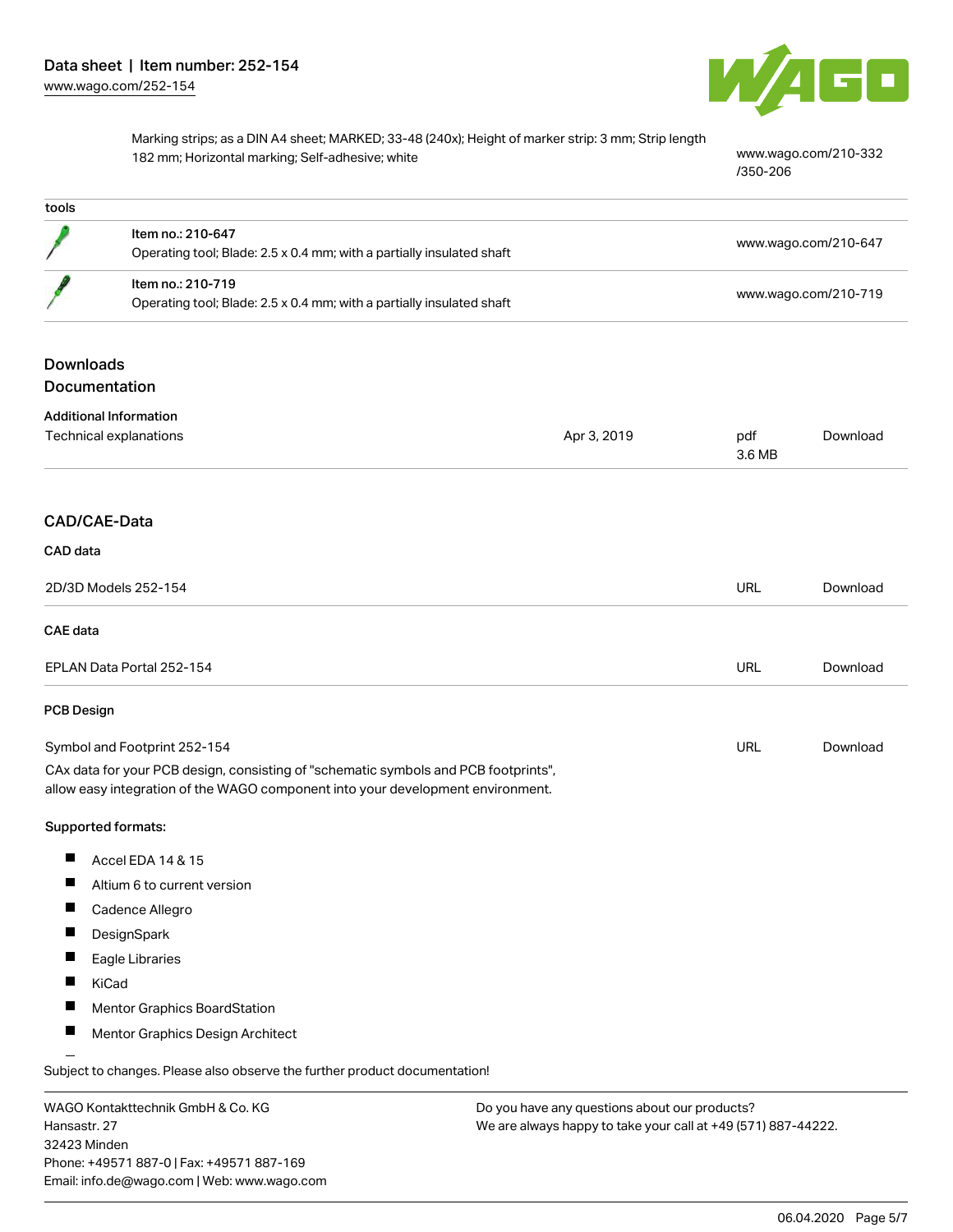| | | |
|---|---|---|
| | Marking strips; as a DIN A4 sheet; MARKED; 33-48 (240x); Height of marker strip: 3 mm; Strip length 182 mm; Horizontal marking; Self-adhesive; white | www.wago.com/210-332/350-206 |

| tools | | |
|---|---|---|
| | Item no.: 210-647<br>Operating tool; Blade: 2.5 x 0.4 mm; with a partially insulated shaft | www.wago.com/210-647 |
| | Item no.: 210-719<br>Operating tool; Blade: 2.5 x 0.4 mm; with a partially insulated shaft | www.wago.com/210-719 |

## Downloads

### Documentation

**Additional Information**

| | | | |
|---|---|---|---|
| Technical explanations | Apr 3, 2019 | pdf<br>3.6 MB | Download |

## CAD/CAE-Data

### CAD data

| | | |
|---|---|---|
| 2D/3D Models 252-154 | URL | Download |

### CAE data

| | | |
|---|---|---|
| EPLAN Data Portal 252-154 | URL | Download |

### PCB Design

| | | |
|---|---|---|
| Symbol and Footprint 252-154 | URL | Download |

CAx data for your PCB design, consisting of "schematic symbols and PCB footprints", allow easy integration of the WAGO component into your development environment.

**Supported formats:**

- Accel EDA 14 & 15
- Altium 6 to current version
- Cadence Allegro
- DesignSpark
- Eagle Libraries
- KiCad
- Mentor Graphics BoardStation
- Mentor Graphics Design Architect

Subject to changes. Please also observe the further product documentation!

WAGO Kontakttechnik GmbH & Co. KG
Hansastr. 27
32423 Minden
Phone: +49571 887-0 | Fax: +49571 887-169
Email: info.de@wago.com | Web: www.wago.com

Do you have any questions about our products?
We are always happy to take your call at +49 (571) 887-44222.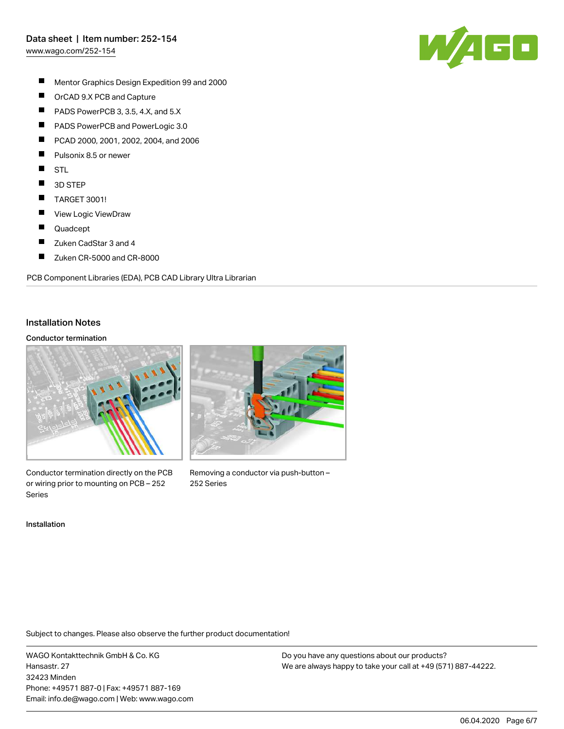- Mentor Graphics Design Expedition 99 and 2000
- OrCAD 9.X PCB and Capture
- PADS PowerPCB 3, 3.5, 4.X, and 5.X
- PADS PowerPCB and PowerLogic 3.0
- PCAD 2000, 2001, 2002, 2004, and 2006
- Pulsonix 8.5 or newer
- STL
- 3D STEP
- TARGET 3001!
- View Logic ViewDraw
- Quadcept
- Zuken CadStar 3 and 4
- Zuken CR-5000 and CR-8000

PCB Component Libraries (EDA), PCB CAD Library Ultra Librarian

## Installation Notes

### Conductor termination

Conductor termination directly on the PCB or wiring prior to mounting on PCB – 252 Series

Removing a conductor via push-button – 252 Series

### Installation

Subject to changes. Please also observe the further product documentation!

WAGO Kontakttechnik GmbH & Co. KG
Hansastr. 27
32423 Minden
Phone: +49571 887-0 | Fax: +49571 887-169
Email: info.de@wago.com | Web: www.wago.com

Do you have any questions about our products?
We are always happy to take your call at +49 (571) 887-44222.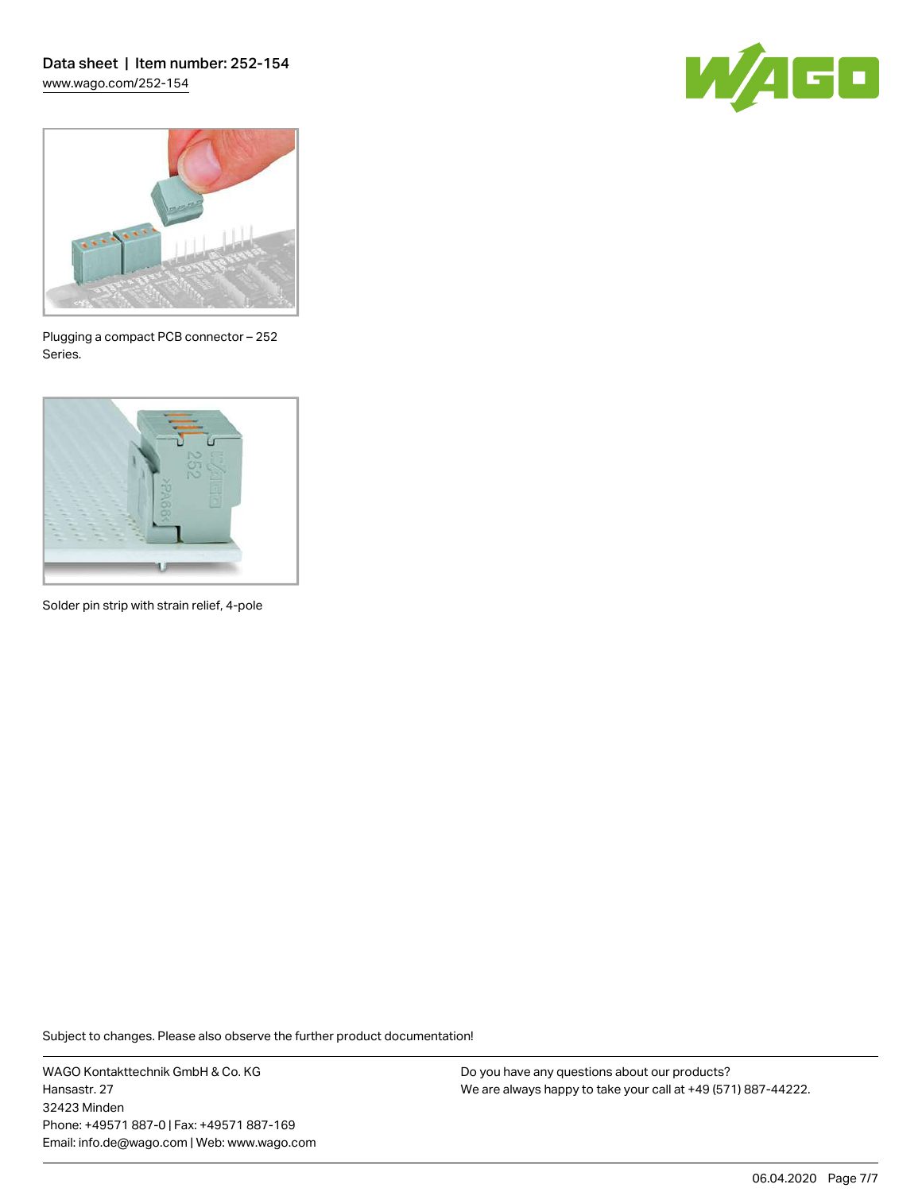Plugging a compact PCB connector – 252 Series.

Solder pin strip with strain relief, 4-pole

Subject to changes. Please also observe the further product documentation!

WAGO Kontakttechnik GmbH & Co. KG
Hansastr. 27
32423 Minden
Phone: +49571 887-0 | Fax: +49571 887-169
Email: info.de@wago.com | Web: www.wago.com

Do you have any questions about our products?
We are always happy to take your call at +49 (571) 887-44222.